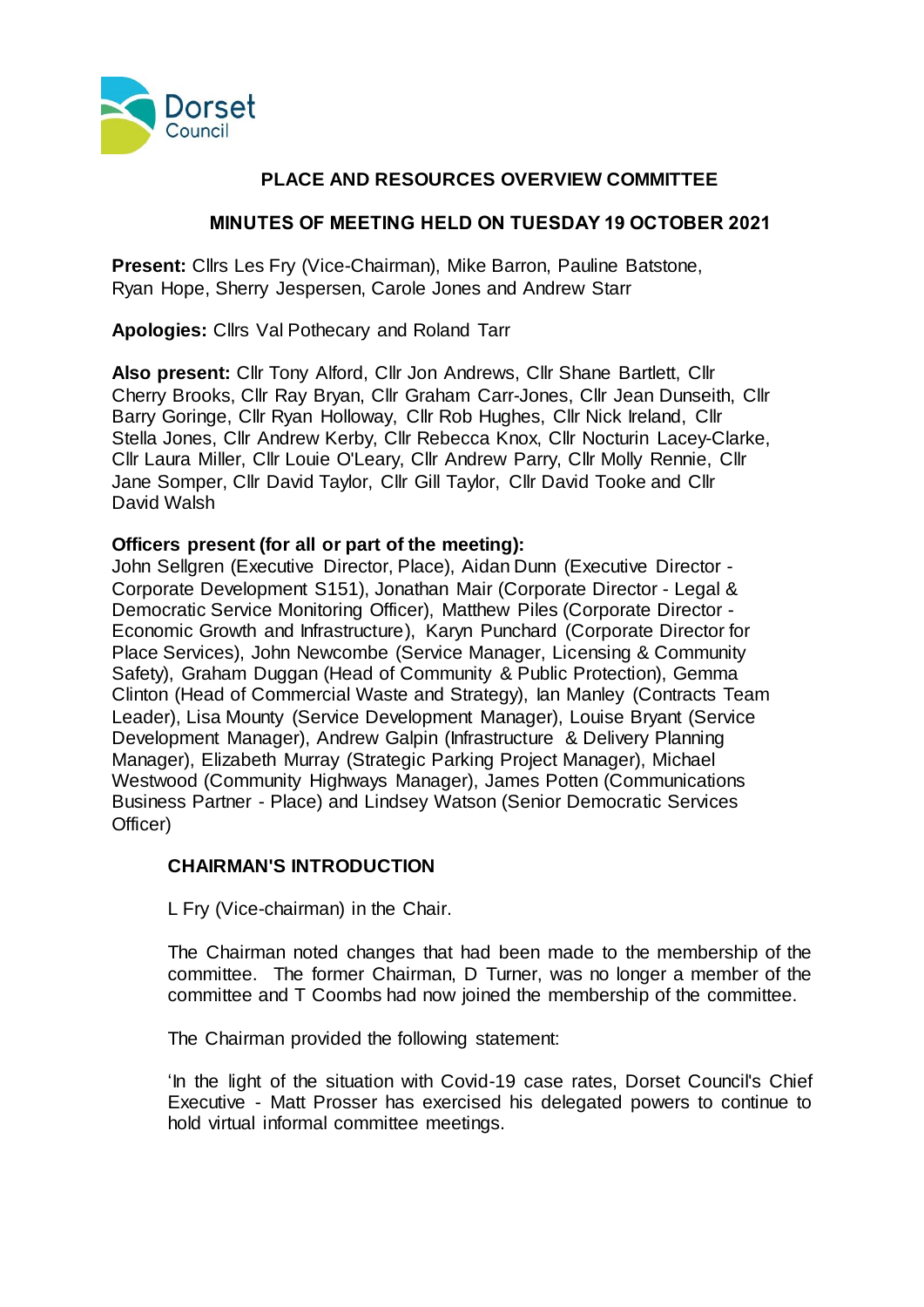Dorset Council

# PLACE AND RESOURCES OVERVIEW COMMITTEE

## MINUTES OF MEETING HELD ON TUESDAY 19 OCTOBER 2021

**Present:** Cllrs Les Fry (Vice-Chairman), Mike Barron, Pauline Batstone, Ryan Hope, Sherry Jespersen, Carole Jones and Andrew Starr

**Apologies:** Cllrs Val Pothecary and Roland Tarr

**Also present:** Cllr Tony Alford, Cllr Jon Andrews, Cllr Shane Bartlett, Cllr Cherry Brooks, Cllr Ray Bryan, Cllr Graham Carr-Jones, Cllr Jean Dunseith, Cllr Barry Goringe, Cllr Ryan Holloway, Cllr Rob Hughes, Cllr Nick Ireland, Cllr Stella Jones, Cllr Andrew Kerby, Cllr Rebecca Knox, Cllr Nocturin Lacey-Clarke, Cllr Laura Miller, Cllr Louie O'Leary, Cllr Andrew Parry, Cllr Molly Rennie, Cllr Jane Somper, Cllr David Taylor, Cllr Gill Taylor, Cllr David Tooke and Cllr David Walsh

**Officers present (for all or part of the meeting):**
John Sellgren (Executive Director, Place), Aidan Dunn (Executive Director - Corporate Development S151), Jonathan Mair (Corporate Director - Legal & Democratic Service Monitoring Officer), Matthew Piles (Corporate Director - Economic Growth and Infrastructure), Karyn Punchard (Corporate Director for Place Services), John Newcombe (Service Manager, Licensing & Community Safety), Graham Duggan (Head of Community & Public Protection), Gemma Clinton (Head of Commercial Waste and Strategy), Ian Manley (Contracts Team Leader), Lisa Mounty (Service Development Manager), Louise Bryant (Service Development Manager), Andrew Galpin (Infrastructure & Delivery Planning Manager), Elizabeth Murray (Strategic Parking Project Manager), Michael Westwood (Community Highways Manager), James Potten (Communications Business Partner - Place) and Lindsey Watson (Senior Democratic Services Officer)

### CHAIRMAN'S INTRODUCTION

L Fry (Vice-chairman) in the Chair.

The Chairman noted changes that had been made to the membership of the committee. The former Chairman, D Turner, was no longer a member of the committee and T Coombs had now joined the membership of the committee.

The Chairman provided the following statement:

'In the light of the situation with Covid-19 case rates, Dorset Council's Chief Executive - Matt Prosser has exercised his delegated powers to continue to hold virtual informal committee meetings.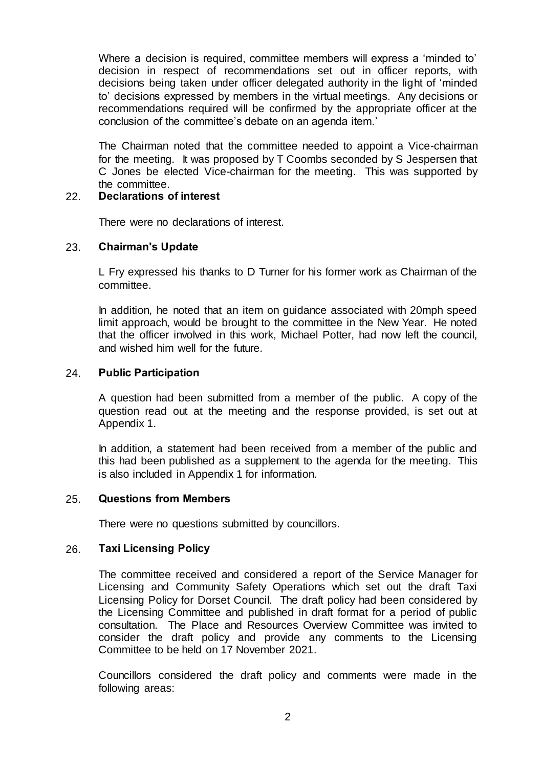Where a decision is required, committee members will express a 'minded to' decision in respect of recommendations set out in officer reports, with decisions being taken under officer delegated authority in the light of 'minded to' decisions expressed by members in the virtual meetings. Any decisions or recommendations required will be confirmed by the appropriate officer at the conclusion of the committee's debate on an agenda item.'

The Chairman noted that the committee needed to appoint a Vice-chairman for the meeting. It was proposed by T Coombs seconded by S Jespersen that C Jones be elected Vice-chairman for the meeting. This was supported by the committee.

## 22. Declarations of interest

There were no declarations of interest.

## 23. Chairman's Update

L Fry expressed his thanks to D Turner for his former work as Chairman of the committee.

In addition, he noted that an item on guidance associated with 20mph speed limit approach, would be brought to the committee in the New Year. He noted that the officer involved in this work, Michael Potter, had now left the council, and wished him well for the future.

## 24. Public Participation

A question had been submitted from a member of the public. A copy of the question read out at the meeting and the response provided, is set out at Appendix 1.

In addition, a statement had been received from a member of the public and this had been published as a supplement to the agenda for the meeting. This is also included in Appendix 1 for information.

## 25. Questions from Members

There were no questions submitted by councillors.

## 26. Taxi Licensing Policy

The committee received and considered a report of the Service Manager for Licensing and Community Safety Operations which set out the draft Taxi Licensing Policy for Dorset Council. The draft policy had been considered by the Licensing Committee and published in draft format for a period of public consultation. The Place and Resources Overview Committee was invited to consider the draft policy and provide any comments to the Licensing Committee to be held on 17 November 2021.

Councillors considered the draft policy and comments were made in the following areas: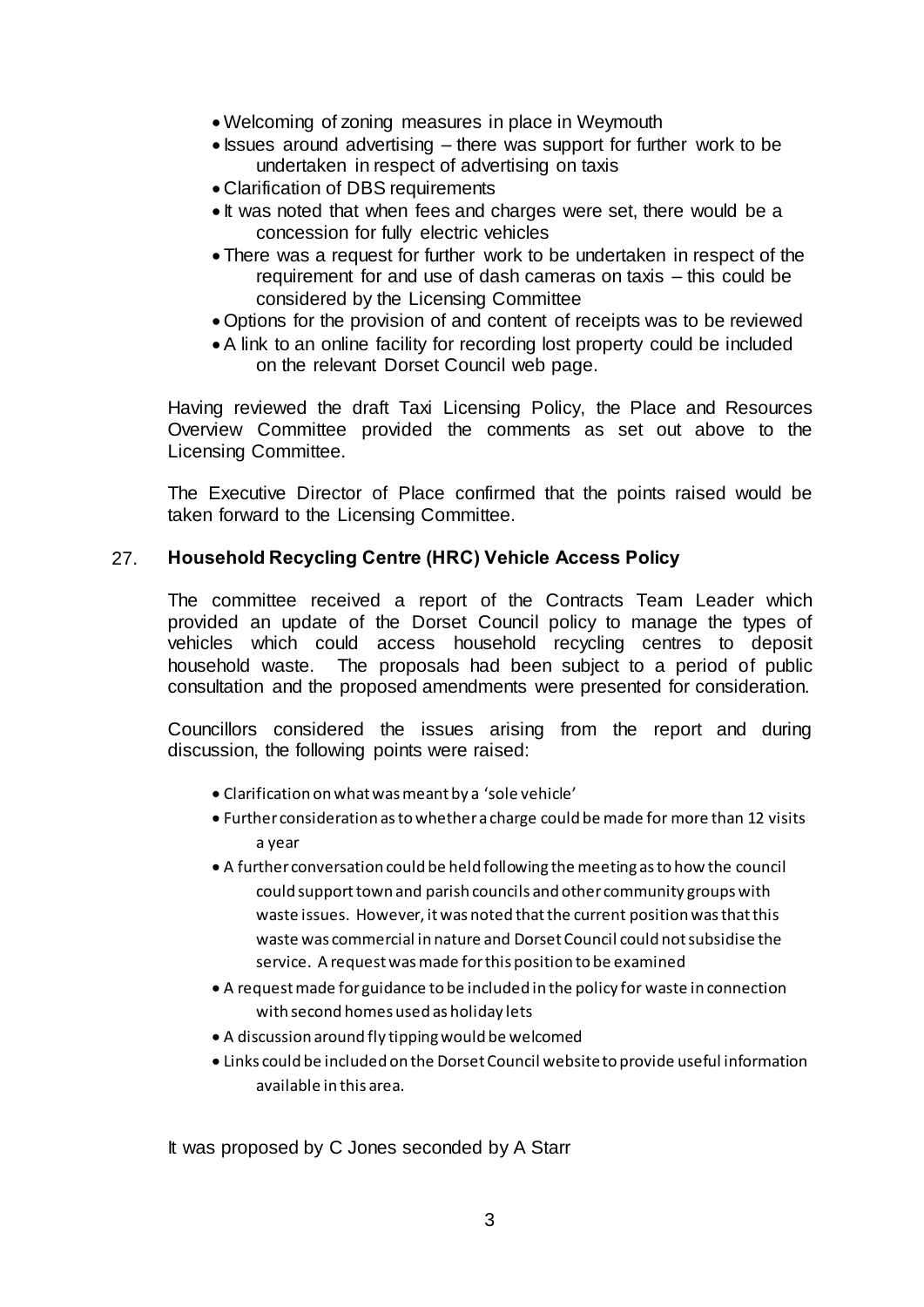- Welcoming of zoning measures in place in Weymouth
- Issues around advertising – there was support for further work to be undertaken in respect of advertising on taxis
- Clarification of DBS requirements
- It was noted that when fees and charges were set, there would be a concession for fully electric vehicles
- There was a request for further work to be undertaken in respect of the requirement for and use of dash cameras on taxis – this could be considered by the Licensing Committee
- Options for the provision of and content of receipts was to be reviewed
- A link to an online facility for recording lost property could be included on the relevant Dorset Council web page.

Having reviewed the draft Taxi Licensing Policy, the Place and Resources Overview Committee provided the comments as set out above to the Licensing Committee.

The Executive Director of Place confirmed that the points raised would be taken forward to the Licensing Committee.

27. **Household Recycling Centre (HRC) Vehicle Access Policy**

The committee received a report of the Contracts Team Leader which provided an update of the Dorset Council policy to manage the types of vehicles which could access household recycling centres to deposit household waste. The proposals had been subject to a period of public consultation and the proposed amendments were presented for consideration.

Councillors considered the issues arising from the report and during discussion, the following points were raised:

- Clarification on what was meant by a 'sole vehicle'
- Further consideration as to whether a charge could be made for more than 12 visits a year
- A further conversation could be held following the meeting as to how the council could support town and parish councils and other community groups with waste issues. However, it was noted that the current position was that this waste was commercial in nature and Dorset Council could not subsidise the service. A request was made for this position to be examined
- A request made for guidance to be included in the policy for waste in connection with second homes used as holiday lets
- A discussion around fly tipping would be welcomed
- Links could be included on the Dorset Council website to provide useful information available in this area.

It was proposed by C Jones seconded by A Starr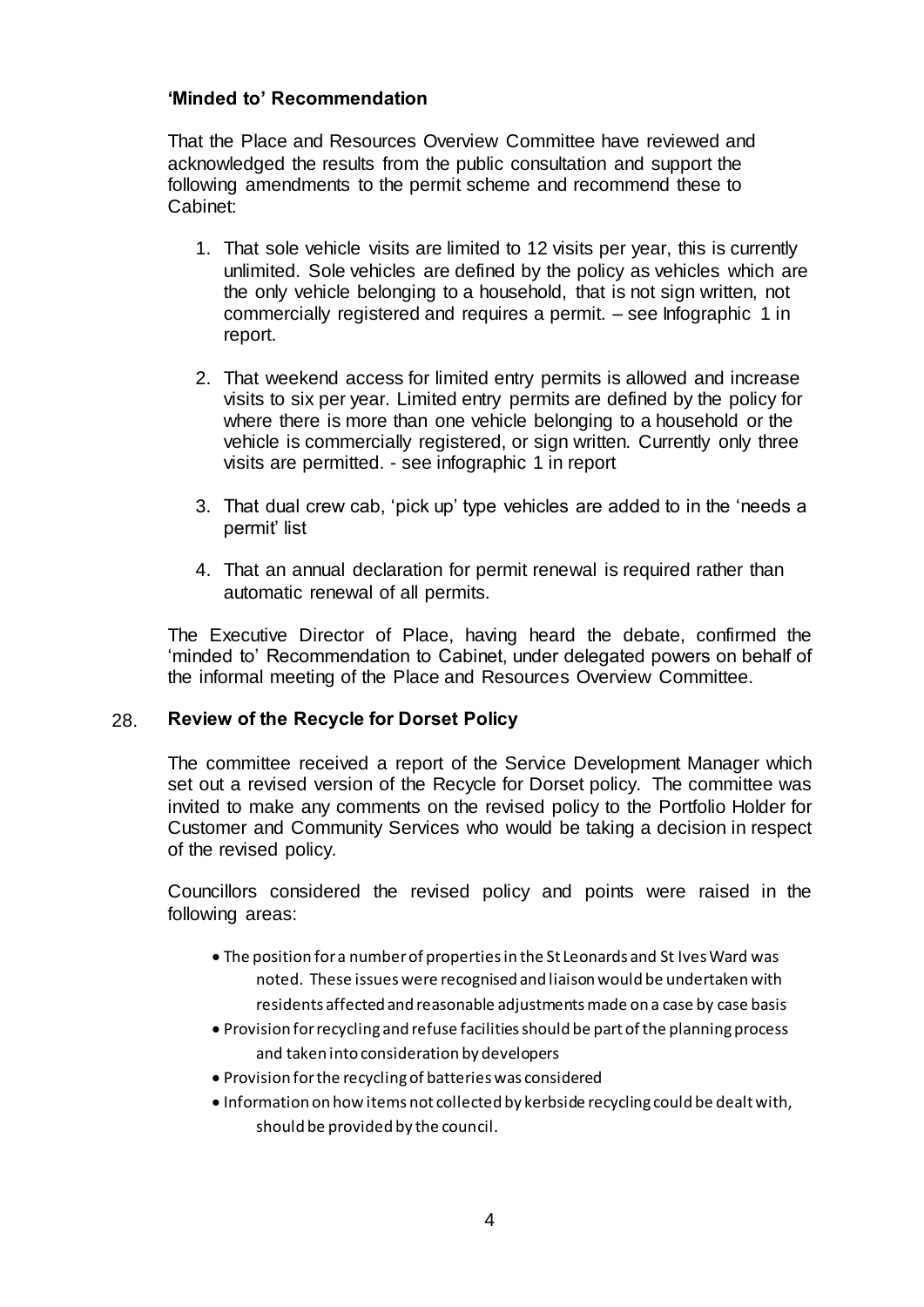**'Minded to' Recommendation**

That the Place and Resources Overview Committee have reviewed and acknowledged the results from the public consultation and support the following amendments to the permit scheme and recommend these to Cabinet:

1. That sole vehicle visits are limited to 12 visits per year, this is currently unlimited. Sole vehicles are defined by the policy as vehicles which are the only vehicle belonging to a household, that is not sign written, not commercially registered and requires a permit. – see Infographic 1 in report.
2. That weekend access for limited entry permits is allowed and increase visits to six per year. Limited entry permits are defined by the policy for where there is more than one vehicle belonging to a household or the vehicle is commercially registered, or sign written. Currently only three visits are permitted. - see infographic 1 in report
3. That dual crew cab, 'pick up' type vehicles are added to in the 'needs a permit' list
4. That an annual declaration for permit renewal is required rather than automatic renewal of all permits.

The Executive Director of Place, having heard the debate, confirmed the 'minded to' Recommendation to Cabinet, under delegated powers on behalf of the informal meeting of the Place and Resources Overview Committee.

## 28. Review of the Recycle for Dorset Policy

The committee received a report of the Service Development Manager which set out a revised version of the Recycle for Dorset policy. The committee was invited to make any comments on the revised policy to the Portfolio Holder for Customer and Community Services who would be taking a decision in respect of the revised policy.

Councillors considered the revised policy and points were raised in the following areas:

- The position for a number of properties in the St Leonards and St Ives Ward was noted. These issues were recognised and liaison would be undertaken with residents affected and reasonable adjustments made on a case by case basis
- Provision for recycling and refuse facilities should be part of the planning process and taken into consideration by developers
- Provision for the recycling of batteries was considered
- Information on how items not collected by kerbside recycling could be dealt with, should be provided by the council.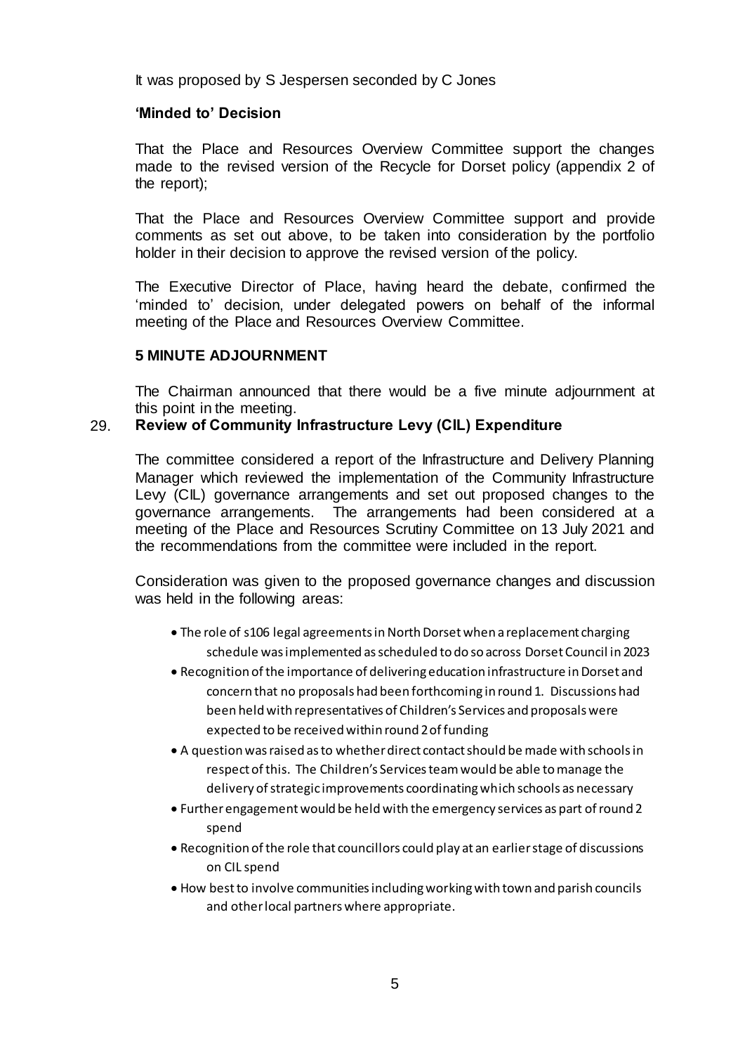It was proposed by S Jespersen seconded by C Jones

**'Minded to' Decision**

That the Place and Resources Overview Committee support the changes made to the revised version of the Recycle for Dorset policy (appendix 2 of the report);

That the Place and Resources Overview Committee support and provide comments as set out above, to be taken into consideration by the portfolio holder in their decision to approve the revised version of the policy.

The Executive Director of Place, having heard the debate, confirmed the 'minded to' decision, under delegated powers on behalf of the informal meeting of the Place and Resources Overview Committee.

**5 MINUTE ADJOURNMENT**

The Chairman announced that there would be a five minute adjournment at this point in the meeting.

29. **Review of Community Infrastructure Levy (CIL) Expenditure**

The committee considered a report of the Infrastructure and Delivery Planning Manager which reviewed the implementation of the Community Infrastructure Levy (CIL) governance arrangements and set out proposed changes to the governance arrangements. The arrangements had been considered at a meeting of the Place and Resources Scrutiny Committee on 13 July 2021 and the recommendations from the committee were included in the report.

Consideration was given to the proposed governance changes and discussion was held in the following areas:

- The role of s106 legal agreements in North Dorset when a replacement charging schedule was implemented as scheduled to do so across Dorset Council in 2023
- Recognition of the importance of delivering education infrastructure in Dorset and concern that no proposals had been forthcoming in round 1. Discussions had been held with representatives of Children's Services and proposals were expected to be received within round 2 of funding
- A question was raised as to whether direct contact should be made with schools in respect of this. The Children's Services team would be able to manage the delivery of strategic improvements coordinating which schools as necessary
- Further engagement would be held with the emergency services as part of round 2 spend
- Recognition of the role that councillors could play at an earlier stage of discussions on CIL spend
- How best to involve communities including working with town and parish councils and other local partners where appropriate.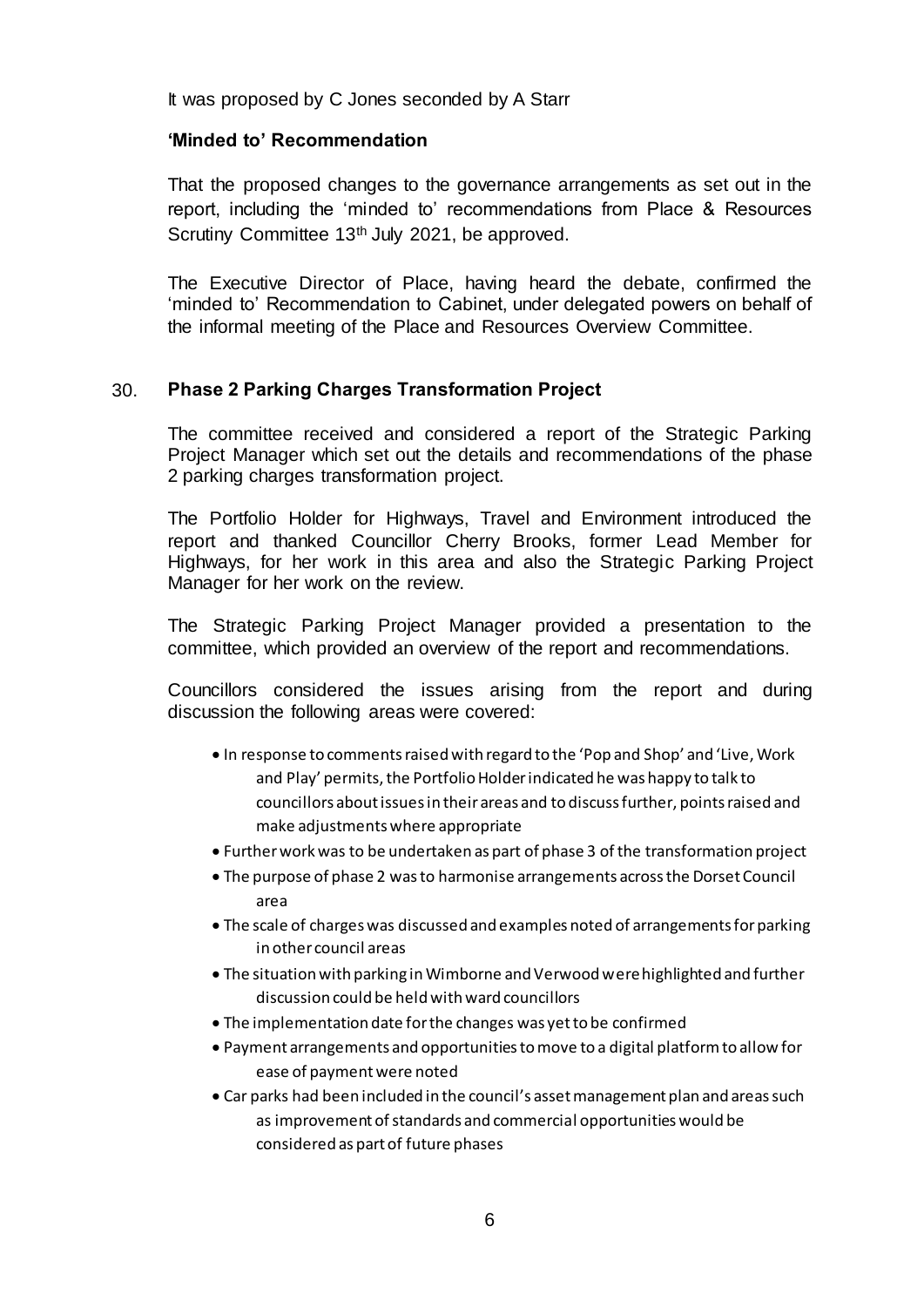It was proposed by C Jones seconded by A Starr

**'Minded to' Recommendation**

That the proposed changes to the governance arrangements as set out in the report, including the 'minded to' recommendations from Place & Resources Scrutiny Committee 13th July 2021, be approved.

The Executive Director of Place, having heard the debate, confirmed the 'minded to' Recommendation to Cabinet, under delegated powers on behalf of the informal meeting of the Place and Resources Overview Committee.

## 30. Phase 2 Parking Charges Transformation Project

The committee received and considered a report of the Strategic Parking Project Manager which set out the details and recommendations of the phase 2 parking charges transformation project.

The Portfolio Holder for Highways, Travel and Environment introduced the report and thanked Councillor Cherry Brooks, former Lead Member for Highways, for her work in this area and also the Strategic Parking Project Manager for her work on the review.

The Strategic Parking Project Manager provided a presentation to the committee, which provided an overview of the report and recommendations.

Councillors considered the issues arising from the report and during discussion the following areas were covered:

- In response to comments raised with regard to the 'Pop and Shop' and 'Live, Work and Play' permits, the Portfolio Holder indicated he was happy to talk to councillors about issues in their areas and to discuss further, points raised and make adjustments where appropriate
- Further work was to be undertaken as part of phase 3 of the transformation project
- The purpose of phase 2 was to harmonise arrangements across the Dorset Council area
- The scale of charges was discussed and examples noted of arrangements for parking in other council areas
- The situation with parking in Wimborne and Verwood were highlighted and further discussion could be held with ward councillors
- The implementation date for the changes was yet to be confirmed
- Payment arrangements and opportunities to move to a digital platform to allow for ease of payment were noted
- Car parks had been included in the council's asset management plan and areas such as improvement of standards and commercial opportunities would be considered as part of future phases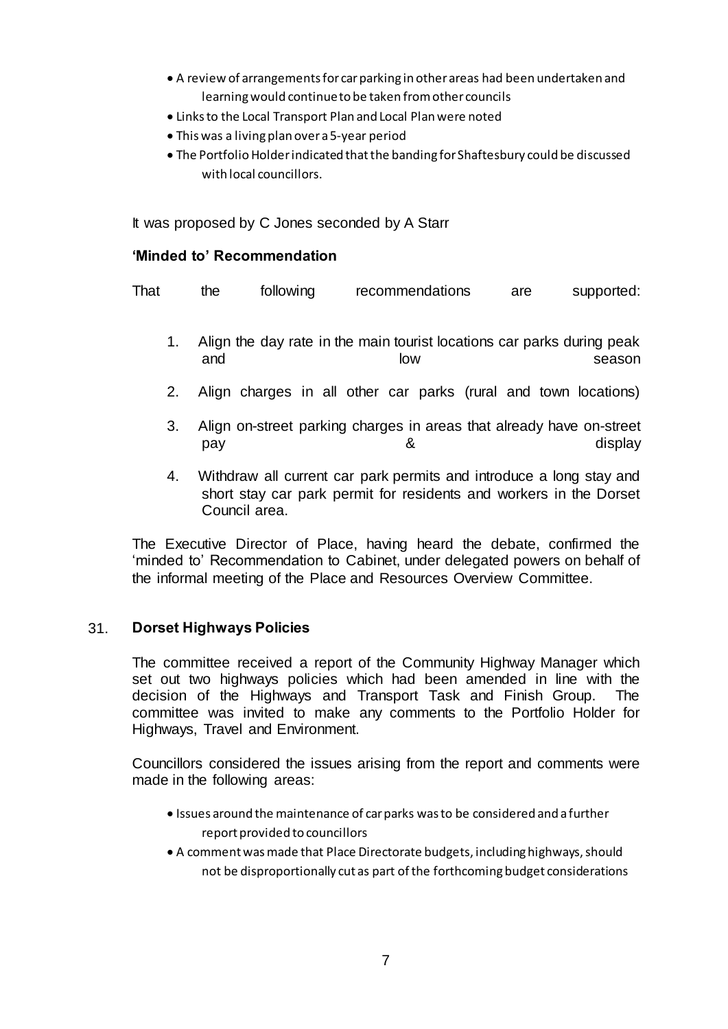- A review of arrangements for car parking in other areas had been undertaken and learning would continue to be taken from other councils
- Links to the Local Transport Plan and Local Plan were noted
- This was a living plan over a 5-year period
- The Portfolio Holder indicated that the banding for Shaftesbury could be discussed with local councillors.

It was proposed by C Jones seconded by A Starr

**'Minded to' Recommendation**

That the following recommendations are supported:

1. Align the day rate in the main tourist locations car parks during peak and low season
2. Align charges in all other car parks (rural and town locations)
3. Align on-street parking charges in areas that already have on-street pay & display
4. Withdraw all current car park permits and introduce a long stay and short stay car park permit for residents and workers in the Dorset Council area.

The Executive Director of Place, having heard the debate, confirmed the 'minded to' Recommendation to Cabinet, under delegated powers on behalf of the informal meeting of the Place and Resources Overview Committee.

## 31. Dorset Highways Policies

The committee received a report of the Community Highway Manager which set out two highways policies which had been amended in line with the decision of the Highways and Transport Task and Finish Group. The committee was invited to make any comments to the Portfolio Holder for Highways, Travel and Environment.

Councillors considered the issues arising from the report and comments were made in the following areas:

- Issues around the maintenance of car parks was to be considered and a further report provided to councillors
- A comment was made that Place Directorate budgets, including highways, should not be disproportionally cut as part of the forthcoming budget considerations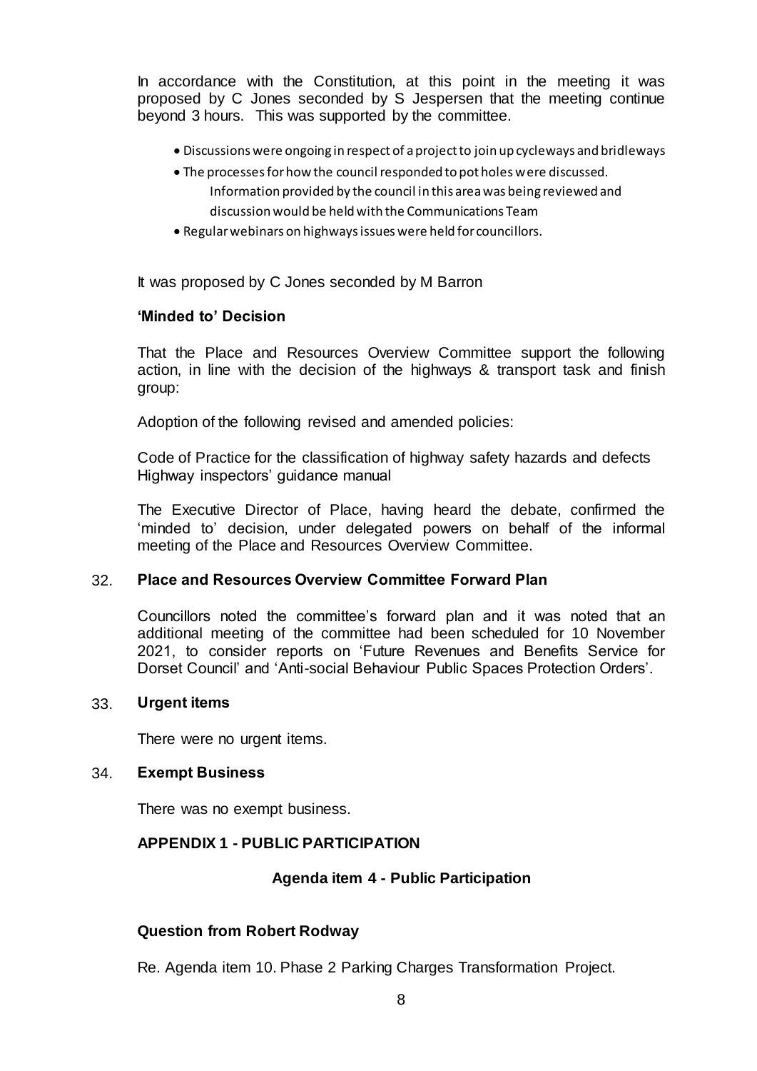In accordance with the Constitution, at this point in the meeting it was proposed by C Jones seconded by S Jespersen that the meeting continue beyond 3 hours. This was supported by the committee.

- Discussions were ongoing in respect of a project to join up cycleways and bridleways
- The processes for how the council responded to pot holes were discussed. Information provided by the council in this area was being reviewed and discussion would be held with the Communications Team
- Regular webinars on highways issues were held for councillors.

It was proposed by C Jones seconded by M Barron

**'Minded to' Decision**

That the Place and Resources Overview Committee support the following action, in line with the decision of the highways & transport task and finish group:

Adoption of the following revised and amended policies:

Code of Practice for the classification of highway safety hazards and defects
Highway inspectors' guidance manual

The Executive Director of Place, having heard the debate, confirmed the 'minded to' decision, under delegated powers on behalf of the informal meeting of the Place and Resources Overview Committee.

## 32. Place and Resources Overview Committee Forward Plan

Councillors noted the committee's forward plan and it was noted that an additional meeting of the committee had been scheduled for 10 November 2021, to consider reports on 'Future Revenues and Benefits Service for Dorset Council' and 'Anti-social Behaviour Public Spaces Protection Orders'.

## 33. Urgent items

There were no urgent items.

## 34. Exempt Business

There was no exempt business.

## APPENDIX 1 - PUBLIC PARTICIPATION

### Agenda item 4 - Public Participation

**Question from Robert Rodway**

Re. Agenda item 10. Phase 2 Parking Charges Transformation Project.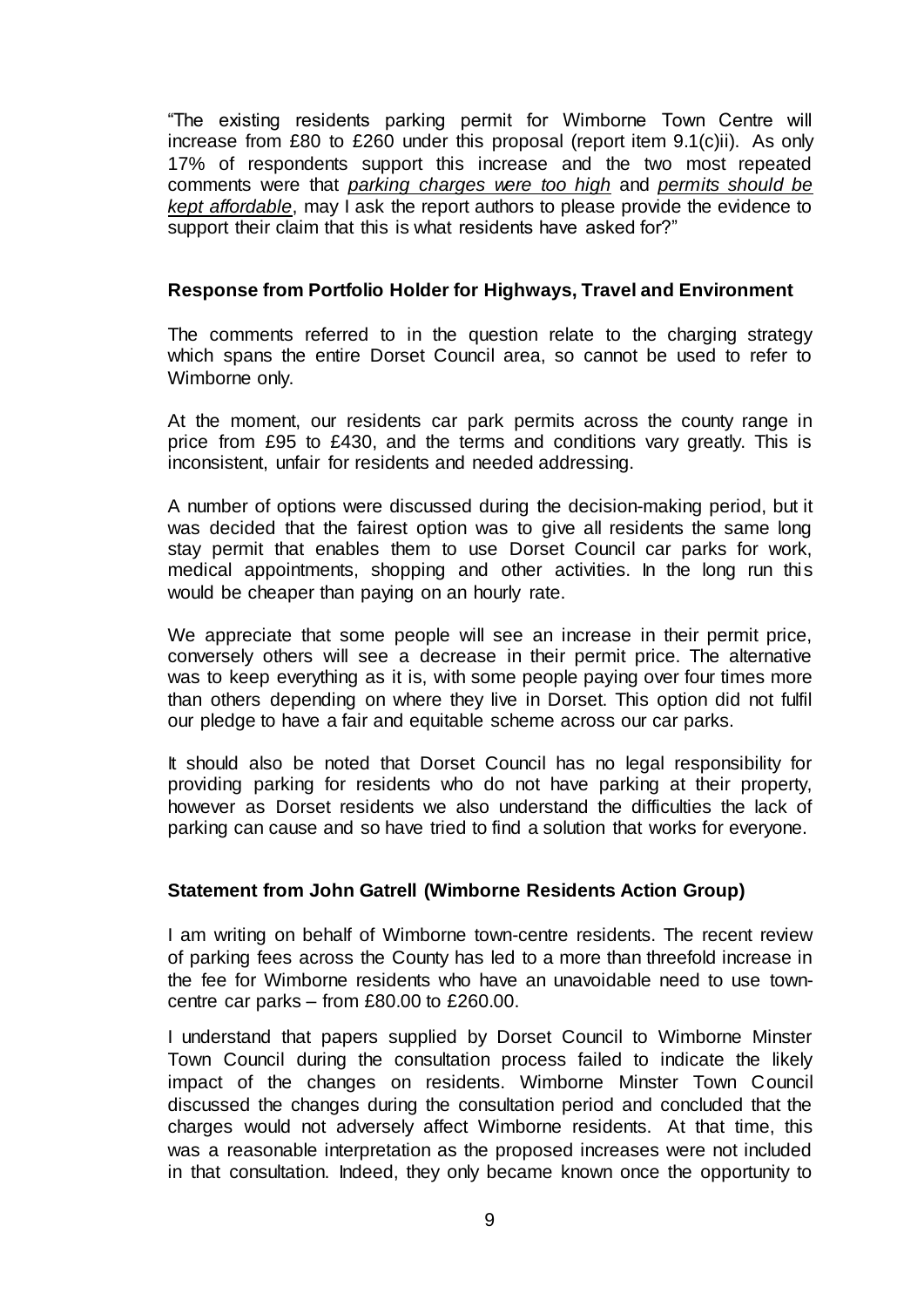"The existing residents parking permit for Wimborne Town Centre will increase from £80 to £260 under this proposal (report item 9.1(c)ii). As only 17% of respondents support this increase and the two most repeated comments were that *parking charges were too high* and *permits should be kept affordable*, may I ask the report authors to please provide the evidence to support their claim that this is what residents have asked for?"

**Response from Portfolio Holder for Highways, Travel and Environment**

The comments referred to in the question relate to the charging strategy which spans the entire Dorset Council area, so cannot be used to refer to Wimborne only.

At the moment, our residents car park permits across the county range in price from £95 to £430, and the terms and conditions vary greatly. This is inconsistent, unfair for residents and needed addressing.

A number of options were discussed during the decision-making period, but it was decided that the fairest option was to give all residents the same long stay permit that enables them to use Dorset Council car parks for work, medical appointments, shopping and other activities. In the long run this would be cheaper than paying on an hourly rate.

We appreciate that some people will see an increase in their permit price, conversely others will see a decrease in their permit price. The alternative was to keep everything as it is, with some people paying over four times more than others depending on where they live in Dorset. This option did not fulfil our pledge to have a fair and equitable scheme across our car parks.

It should also be noted that Dorset Council has no legal responsibility for providing parking for residents who do not have parking at their property, however as Dorset residents we also understand the difficulties the lack of parking can cause and so have tried to find a solution that works for everyone.

**Statement from John Gatrell (Wimborne Residents Action Group)**

I am writing on behalf of Wimborne town-centre residents. The recent review of parking fees across the County has led to a more than threefold increase in the fee for Wimborne residents who have an unavoidable need to use town-centre car parks – from £80.00 to £260.00.

I understand that papers supplied by Dorset Council to Wimborne Minster Town Council during the consultation process failed to indicate the likely impact of the changes on residents. Wimborne Minster Town Council discussed the changes during the consultation period and concluded that the charges would not adversely affect Wimborne residents. At that time, this was a reasonable interpretation as the proposed increases were not included in that consultation. Indeed, they only became known once the opportunity to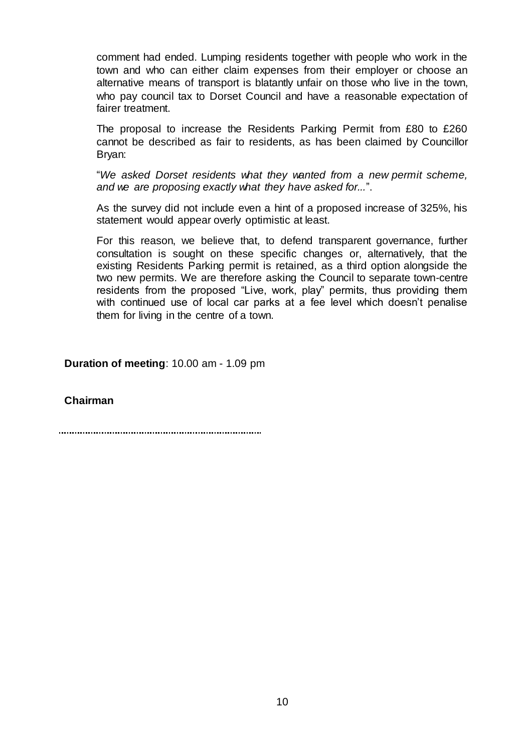comment had ended. Lumping residents together with people who work in the town and who can either claim expenses from their employer or choose an alternative means of transport is blatantly unfair on those who live in the town, who pay council tax to Dorset Council and have a reasonable expectation of fairer treatment.

The proposal to increase the Residents Parking Permit from £80 to £260 cannot be described as fair to residents, as has been claimed by Councillor Bryan:

"*We asked Dorset residents what they wanted from a new permit scheme, and we are proposing exactly what they have asked for...*".

As the survey did not include even a hint of a proposed increase of 325%, his statement would appear overly optimistic at least.

For this reason, we believe that, to defend transparent governance, further consultation is sought on these specific changes or, alternatively, that the existing Residents Parking permit is retained, as a third option alongside the two new permits. We are therefore asking the Council to separate town-centre residents from the proposed "Live, work, play" permits, thus providing them with continued use of local car parks at a fee level which doesn't penalise them for living in the centre of a town.

**Duration of meeting**: 10.00 am - 1.09 pm

**Chairman**

..........................................................................